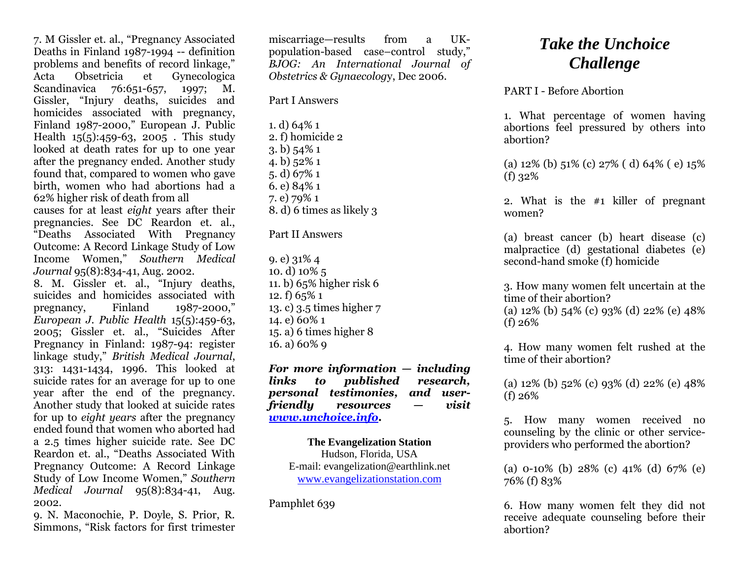7. M Gissler et. al., "Pregnancy Associated Deaths in Finland 1987-1994 -- definition problems and benefits of record linkage," Acta Obsetricia et Gynecologica Scandinavica 76:651-657, 1997; M. Gissler, "Injury deaths, suicides and homicides associated with pregnancy, Finland 1987-2000," European J. Public Health 15(5):459-63, 2005 . This study looked at death rates for up to one year after the pregnancy ended. Another study found that, compared to women who gave birth, women who had abortions had a 62% higher risk of death from all causes for at least *eight* years after their pregnancies. See DC Reardon et. al., "Deaths Associated With Pregnancy Outcome: A Record Linkage Study of Low Income Women," *Southern Medical Journal* 95(8):834-41, Aug. 2002.

8. M. Gissler et. al., "Injury deaths, suicides and homicides associated with pregnancy, Finland 1987-2000," *European J. Public Health* 15(5):459-63, 2005; Gissler et. al., "Suicides After Pregnancy in Finland: 1987-94: register linkage study," *British Medical Journal*, 313: 1431-1434, 1996. This looked at suicide rates for an average for up to one year after the end of the pregnancy. Another study that looked at suicide rates for up to *eight years* after the pregnancy ended found that women who aborted had a 2.5 times higher suicide rate. See DC Reardon et. al., "Deaths Associated With Pregnancy Outcome: A Record Linkage Study of Low Income Women," *Southern Medical Journal* 95(8):834-41, Aug. 2002.

9. N. Maconochie, P. Doyle, S. Prior, R. Simmons, "Risk factors for first trimester miscarriage—results from a UK-population-based case–control study," *BJOG: An International Journal of Obstetrics & Gynaecology*, Dec 2006.

Part I Answers

1. d) 64% 1
2. f) homicide 2
3. b) 54% 1
4. b) 52% 1
5. d) 67% 1
6. e) 84% 1
7. e) 79% 1
8. d) 6 times as likely 3

Part II Answers

9. e) 31% 4
10. d) 10% 5
11. b) 65% higher risk 6
12. f) 65% 1
13. c) 3.5 times higher 7
14. e) 60% 1
15. a) 6 times higher 8
16. a) 60% 9

***For more information — including links to published research, personal testimonies, and user-friendly resources — visit [www.unchoice.info](http://www.unchoice.info).***

**The Evangelization Station**
Hudson, Florida, USA
E-mail: evangelization@earthlink.net
www.evangelizationstation.com

Pamphlet 639

# *Take the Unchoice Challenge*

PART I - Before Abortion

1. What percentage of women having abortions feel pressured by others into abortion?

(a) 12% (b) 51% (c) 27% ( d) 64% ( e) 15% (f) 32%

2. What is the #1 killer of pregnant women?

(a) breast cancer (b) heart disease (c) malpractice (d) gestational diabetes (e) second-hand smoke (f) homicide

3. How many women felt uncertain at the time of their abortion?
(a) 12% (b) 54% (c) 93% (d) 22% (e) 48% (f) 26%

4. How many women felt rushed at the time of their abortion?

(a) 12% (b) 52% (c) 93% (d) 22% (e) 48% (f) 26%

5. How many women received no counseling by the clinic or other service-providers who performed the abortion?

(a) 0-10% (b) 28% (c) 41% (d) 67% (e) 76% (f) 83%

6. How many women felt they did not receive adequate counseling before their abortion?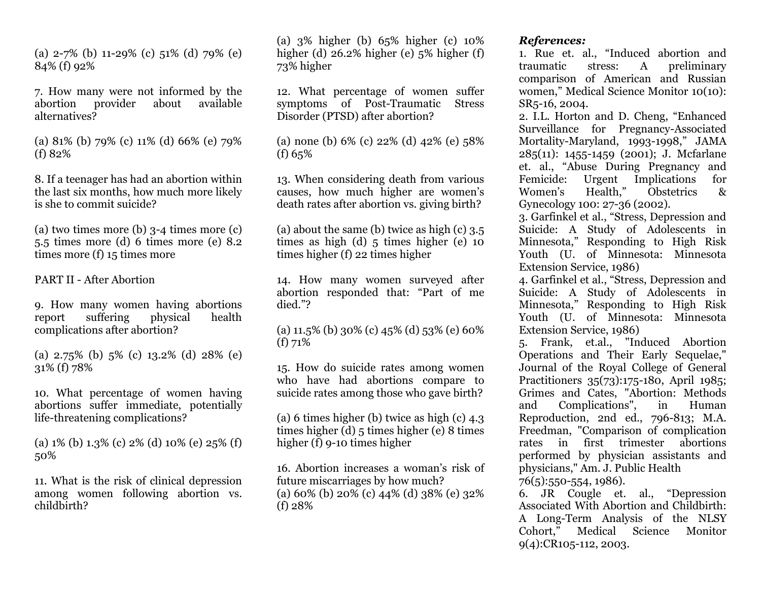(a) 2-7% (b) 11-29% (c) 51% (d) 79% (e) 84% (f) 92%

7. How many were not informed by the abortion provider about available alternatives?

(a) 81% (b) 79% (c) 11% (d) 66% (e) 79% (f) 82%

8. If a teenager has had an abortion within the last six months, how much more likely is she to commit suicide?

(a) two times more (b) 3-4 times more (c) 5.5 times more (d) 6 times more (e) 8.2 times more (f) 15 times more

PART II - After Abortion

9. How many women having abortions report suffering physical health complications after abortion?

(a) 2.75% (b) 5% (c) 13.2% (d) 28% (e) 31% (f) 78%

10. What percentage of women having abortions suffer immediate, potentially life-threatening complications?

(a) 1% (b) 1.3% (c) 2% (d) 10% (e) 25% (f) 50%

11. What is the risk of clinical depression among women following abortion vs. childbirth?

(a) 3% higher (b) 65% higher (c) 10% higher (d) 26.2% higher (e) 5% higher (f) 73% higher

12. What percentage of women suffer symptoms of Post-Traumatic Stress Disorder (PTSD) after abortion?

(a) none (b) 6% (c) 22% (d) 42% (e) 58% (f) 65%

13. When considering death from various causes, how much higher are women's death rates after abortion vs. giving birth?

(a) about the same (b) twice as high (c) 3.5 times as high (d) 5 times higher (e) 10 times higher (f) 22 times higher

14. How many women surveyed after abortion responded that: "Part of me died."?

(a) 11.5% (b) 30% (c) 45% (d) 53% (e) 60% (f) 71%

15. How do suicide rates among women who have had abortions compare to suicide rates among those who gave birth?

(a) 6 times higher (b) twice as high (c) 4.3 times higher (d) 5 times higher (e) 8 times higher (f) 9-10 times higher

16. Abortion increases a woman's risk of future miscarriages by how much?
(a) 60% (b) 20% (c) 44% (d) 38% (e) 32% (f) 28%

***References:***

1. Rue et. al., "Induced abortion and traumatic stress: A preliminary comparison of American and Russian women," Medical Science Monitor 10(10): SR5-16, 2004.
2. I.L. Horton and D. Cheng, "Enhanced Surveillance for Pregnancy-Associated Mortality-Maryland, 1993-1998," JAMA 285(11): 1455-1459 (2001); J. Mcfarlane et. al., "Abuse During Pregnancy and Femicide: Urgent Implications for Women's Health," Obstetrics & Gynecology 100: 27-36 (2002).
3. Garfinkel et al., "Stress, Depression and Suicide: A Study of Adolescents in Minnesota," Responding to High Risk Youth (U. of Minnesota: Minnesota Extension Service, 1986)
4. Garfinkel et al., "Stress, Depression and Suicide: A Study of Adolescents in Minnesota," Responding to High Risk Youth (U. of Minnesota: Minnesota Extension Service, 1986)
5. Frank, et.al., "Induced Abortion Operations and Their Early Sequelae," Journal of the Royal College of General Practitioners 35(73):175-180, April 1985; Grimes and Cates, "Abortion: Methods and Complications", in Human Reproduction, 2nd ed., 796-813; M.A. Freedman, "Comparison of complication rates in first trimester abortions performed by physician assistants and physicians," Am. J. Public Health 76(5):550-554, 1986).
6. JR Cougle et. al., "Depression Associated With Abortion and Childbirth: A Long-Term Analysis of the NLSY Cohort," Medical Science Monitor 9(4):CR105-112, 2003.